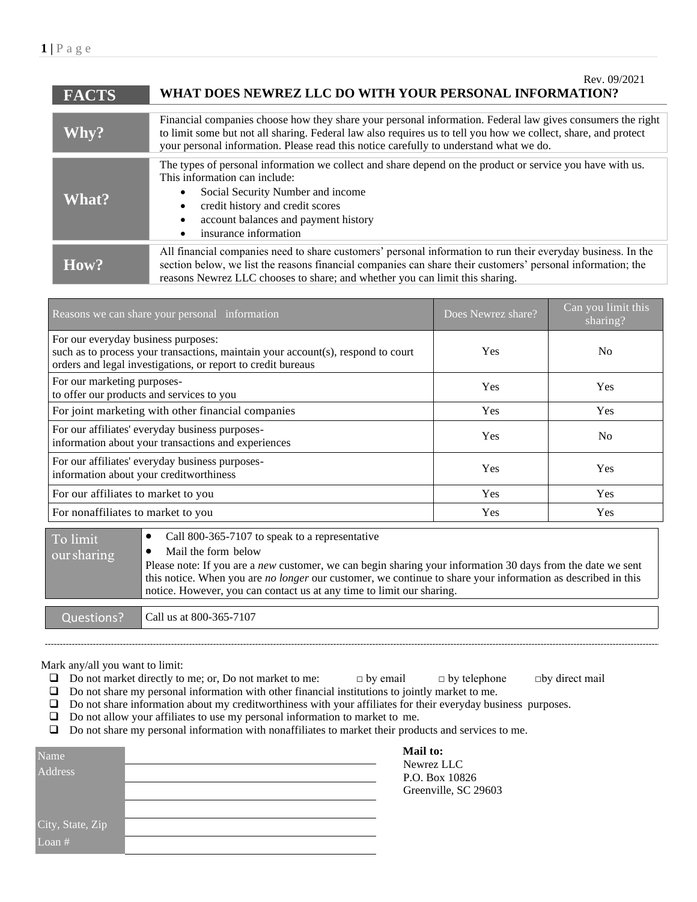Rev. 09/2021

| FACTS | WHAT DOES NEWREZ LLC DO WITH YOUR PERSONAL INFORMATION? |
|---|---|
| **Why?** | Financial companies choose how they share your personal information. Federal law gives consumers the right to limit some but not all sharing. Federal law also requires us to tell you how we collect, share, and protect your personal information. Please read this notice carefully to understand what we do. |
| **What?** | The types of personal information we collect and share depend on the product or service you have with us. This information can include:<br>• Social Security Number and income<br>• credit history and credit scores<br>• account balances and payment history<br>• insurance information |
| **How?** | All financial companies need to share customers' personal information to run their everyday business. In the section below, we list the reasons financial companies can share their customers' personal information; the reasons Newrez LLC chooses to share; and whether you can limit this sharing. |

| Reasons we can share your personal information | Does Newrez share? | Can you limit this sharing? |
|---|---|---|
| For our everyday business purposes: such as to process your transactions, maintain your account(s), respond to court orders and legal investigations, or report to credit bureaus | Yes | No |
| For our marketing purposes- to offer our products and services to you | Yes | Yes |
| For joint marketing with other financial companies | Yes | Yes |
| For our affiliates' everyday business purposes- information about your transactions and experiences | Yes | No |
| For our affiliates' everyday business purposes- information about your creditworthiness | Yes | Yes |
| For our affiliates to market to you | Yes | Yes |
| For nonaffiliates to market to you | Yes | Yes |

| To limit our sharing | • Call 800-365-7107 to speak to a representative<br>• Mail the form below<br>Please note: If you are a *new* customer, we can begin sharing your information 30 days from the date we sent this notice. When you are *no longer* our customer, we continue to share your information as described in this notice. However, you can contact us at any time to limit our sharing. |
|---|---|
| Questions? | Call us at 800-365-7107 |

---

Mark any/all you want to limit:

- ❑ Do not market directly to me; or, Do not market to me: □ by email □ by telephone □ by direct mail
- ❑ Do not share my personal information with other financial institutions to jointly market to me.
- ❑ Do not share information about my creditworthiness with your affiliates for their everyday business purposes.
- ❑ Do not allow your affiliates to use my personal information to market to me.
- ❑ Do not share my personal information with nonaffiliates to market their products and services to me.

| Name | |
|---|---|
| Address | |
| | |
| | |
| City, State, Zip | |
| Loan # | |

**Mail to:**
Newrez LLC
P.O. Box 10826
Greenville, SC 29603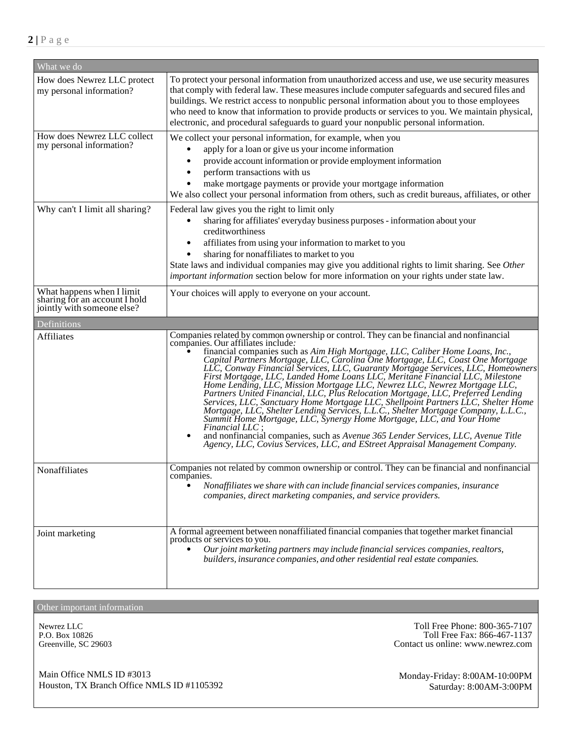| What we do | |
|---|---|
| How does Newrez LLC protect my personal information? | To protect your personal information from unauthorized access and use, we use security measures that comply with federal law. These measures include computer safeguards and secured files and buildings. We restrict access to nonpublic personal information about you to those employees who need to know that information to provide products or services to you. We maintain physical, electronic, and procedural safeguards to guard your nonpublic personal information. |
| How does Newrez LLC collect my personal information? | We collect your personal information, for example, when you<br>• apply for a loan or give us your income information<br>• provide account information or provide employment information<br>• perform transactions with us<br>• make mortgage payments or provide your mortgage information<br>We also collect your personal information from others, such as credit bureaus, affiliates, or other |
| Why can't I limit all sharing? | Federal law gives you the right to limit only<br>• sharing for affiliates' everyday business purposes - information about your creditworthiness<br>• affiliates from using your information to market to you<br>• sharing for nonaffiliates to market to you<br>State laws and individual companies may give you additional rights to limit sharing. See *Other important information* section below for more information on your rights under state law. |
| What happens when I limit sharing for an account I hold jointly with someone else? | Your choices will apply to everyone on your account. |

| Definitions | |
|---|---|
| Affiliates | Companies related by common ownership or control. They can be financial and nonfinancial companies. Our affiliates include*:*<br>• financial companies such as *Aim High Mortgage, LLC, Caliber Home Loans, Inc., Capital Partners Mortgage, LLC, Carolina One Mortgage, LLC, Coast One Mortgage LLC, Conway Financial Services, LLC, Guaranty Mortgage Services, LLC, Homeowners First Mortgage, LLC, Landed Home Loans LLC, Meritane Financial LLC, Milestone Home Lending, LLC, Mission Mortgage LLC, Newrez LLC, Newrez Mortgage LLC, Partners United Financial, LLC, Plus Relocation Mortgage, LLC, Preferred Lending Services, LLC, Sanctuary Home Mortgage LLC, Shellpoint Partners LLC, Shelter Home Mortgage, LLC, Shelter Lending Services, L.L.C., Shelter Mortgage Company, L.L.C., Summit Home Mortgage, LLC, Synergy Home Mortgage, LLC, and Your Home Financial LLC* ;<br>• and nonfinancial companies, such as *Avenue 365 Lender Services, LLC, Avenue Title Agency, LLC, Covius Services, LLC, and EStreet Appraisal Management Company.* |
| Nonaffiliates | Companies not related by common ownership or control. They can be financial and nonfinancial companies.<br>• *Nonaffiliates we share with can include financial services companies, insurance companies, direct marketing companies, and service providers.* |
| Joint marketing | A formal agreement between nonaffiliated financial companies that together market financial products or services to you.<br>• *Our joint marketing partners may include financial services companies, realtors, builders, insurance companies, and other residential real estate companies.* |

## Other important information

Newrez LLC
P.O. Box 10826
Greenville, SC 29603

Toll Free Phone: 800-365-7107
Toll Free Fax: 866-467-1137
Contact us online: www.newrez.com

Main Office NMLS ID #3013
Houston, TX Branch Office NMLS ID #1105392

Monday-Friday: 8:00AM-10:00PM
Saturday: 8:00AM-3:00PM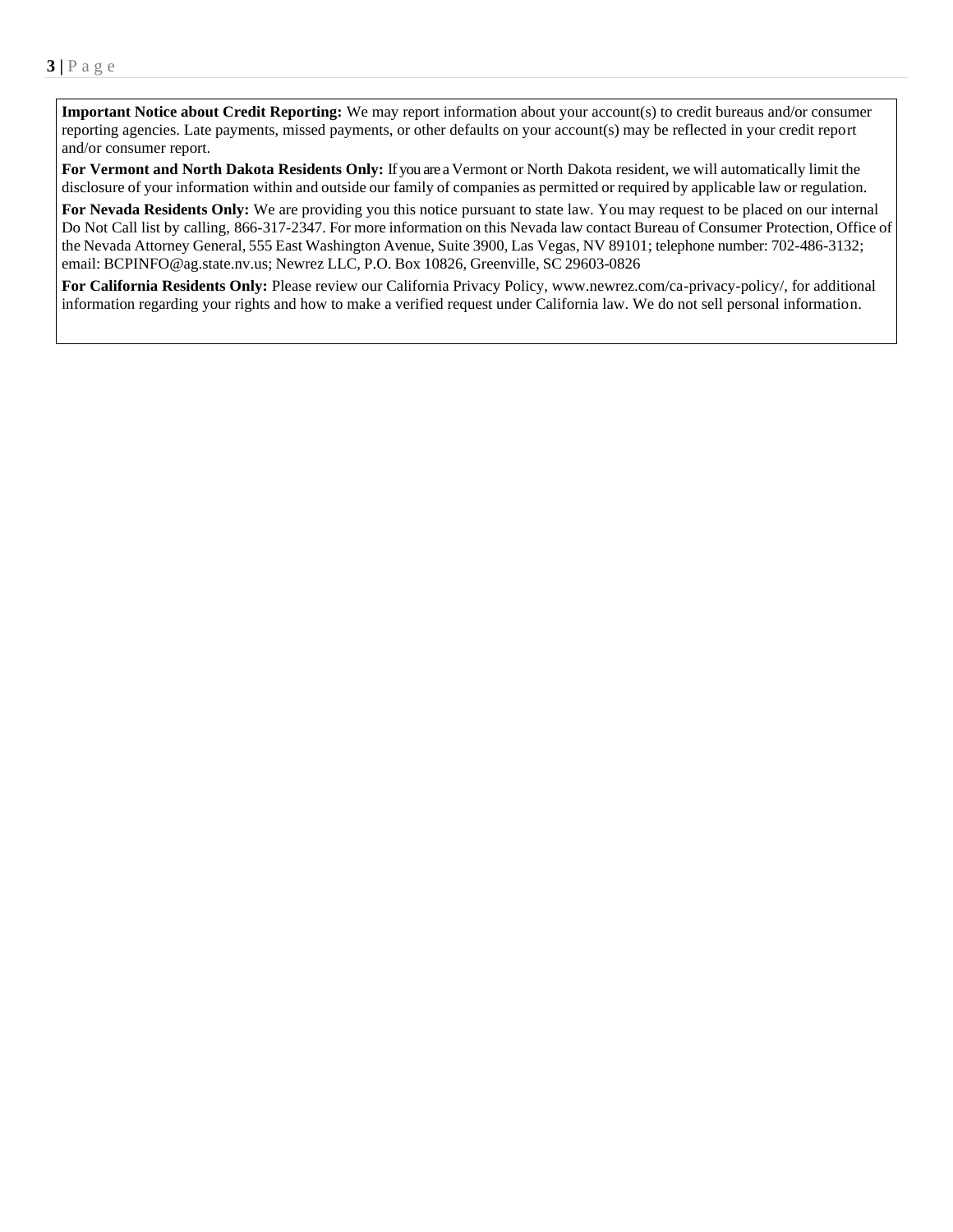**Important Notice about Credit Reporting:** We may report information about your account(s) to credit bureaus and/or consumer reporting agencies. Late payments, missed payments, or other defaults on your account(s) may be reflected in your credit report and/or consumer report.

**For Vermont and North Dakota Residents Only:** If you are a Vermont or North Dakota resident, we will automatically limit the disclosure of your information within and outside our family of companies as permitted or required by applicable law or regulation.

**For Nevada Residents Only:** We are providing you this notice pursuant to state law. You may request to be placed on our internal Do Not Call list by calling, 866-317-2347. For more information on this Nevada law contact Bureau of Consumer Protection, Office of the Nevada Attorney General, 555 East Washington Avenue, Suite 3900, Las Vegas, NV 89101; telephone number: 702-486-3132; email: BCPINFO@ag.state.nv.us; Newrez LLC, P.O. Box 10826, Greenville, SC 29603-0826

**For California Residents Only:** Please review our California Privacy Policy, www.newrez.com/ca-privacy-policy/, for additional information regarding your rights and how to make a verified request under California law. We do not sell personal information.